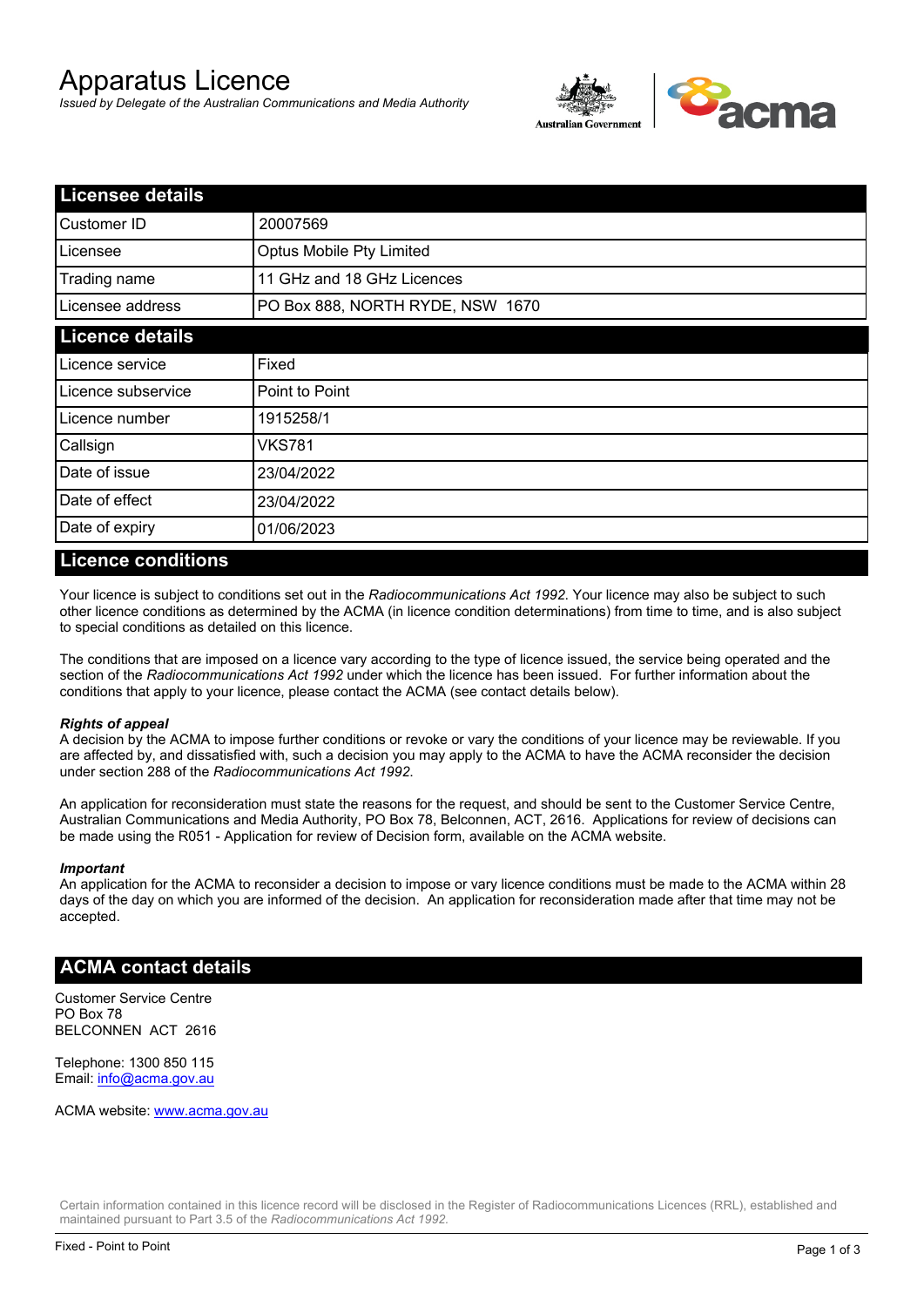# Apparatus Licence

*Issued by Delegate of the Australian Communications and Media Authority*

## Licensee details

| | |
|---|---|
| Customer ID | 20007569 |
| Licensee | Optus Mobile Pty Limited |
| Trading name | 11 GHz and 18 GHz Licences |
| Licensee address | PO Box 888, NORTH RYDE, NSW 1670 |

## Licence details

| | |
|---|---|
| Licence service | Fixed |
| Licence subservice | Point to Point |
| Licence number | 1915258/1 |
| Callsign | VKS781 |
| Date of issue | 23/04/2022 |
| Date of effect | 23/04/2022 |
| Date of expiry | 01/06/2023 |

## Licence conditions

Your licence is subject to conditions set out in the *Radiocommunications Act 1992*. Your licence may also be subject to such other licence conditions as determined by the ACMA (in licence condition determinations) from time to time, and is also subject to special conditions as detailed on this licence.

The conditions that are imposed on a licence vary according to the type of licence issued, the service being operated and the section of the *Radiocommunications Act 1992* under which the licence has been issued. For further information about the conditions that apply to your licence, please contact the ACMA (see contact details below).

***Rights of appeal***

A decision by the ACMA to impose further conditions or revoke or vary the conditions of your licence may be reviewable. If you are affected by, and dissatisfied with, such a decision you may apply to the ACMA to have the ACMA reconsider the decision under section 288 of the *Radiocommunications Act 1992*.

An application for reconsideration must state the reasons for the request, and should be sent to the Customer Service Centre, Australian Communications and Media Authority, PO Box 78, Belconnen, ACT, 2616. Applications for review of decisions can be made using the R051 - Application for review of Decision form, available on the ACMA website.

***Important***

An application for the ACMA to reconsider a decision to impose or vary licence conditions must be made to the ACMA within 28 days of the day on which you are informed of the decision. An application for reconsideration made after that time may not be accepted.

## ACMA contact details

Customer Service Centre
PO Box 78
BELCONNEN ACT 2616

Telephone: 1300 850 115
Email: info@acma.gov.au

ACMA website: www.acma.gov.au

Certain information contained in this licence record will be disclosed in the Register of Radiocommunications Licences (RRL), established and maintained pursuant to Part 3.5 of the *Radiocommunications Act 1992.*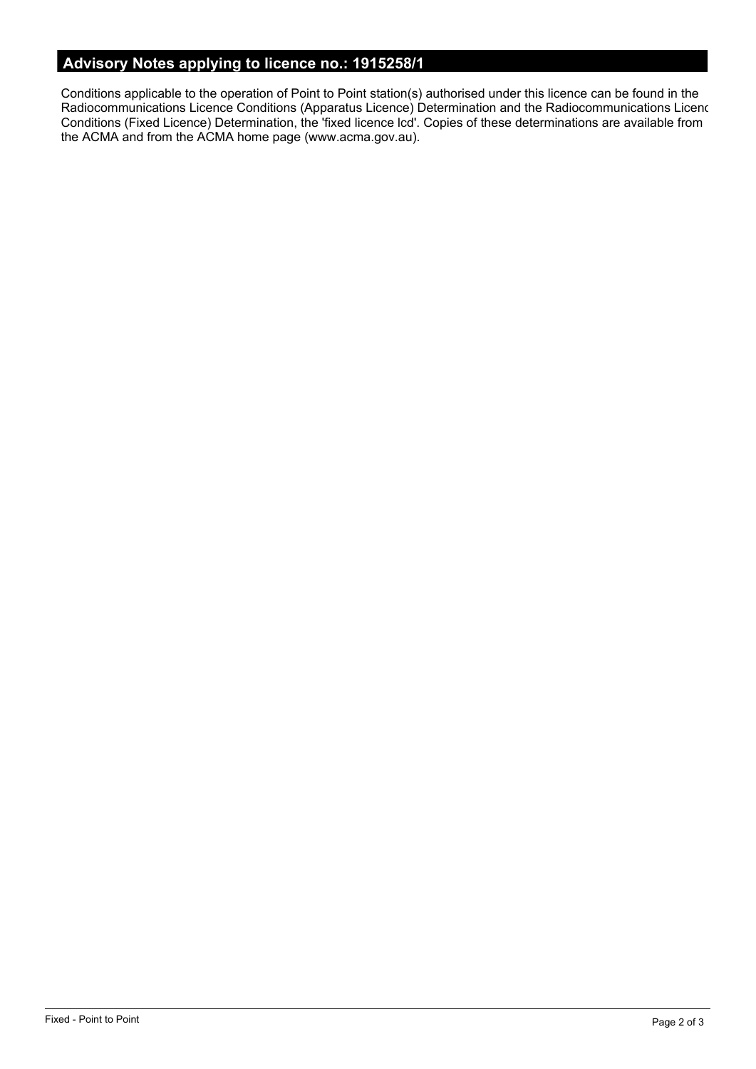## Advisory Notes applying to licence no.: 1915258/1

Conditions applicable to the operation of Point to Point station(s) authorised under this licence can be found in the Radiocommunications Licence Conditions (Apparatus Licence) Determination and the Radiocommunications Licenc Conditions (Fixed Licence) Determination, the 'fixed licence lcd'. Copies of these determinations are available from the ACMA and from the ACMA home page (www.acma.gov.au).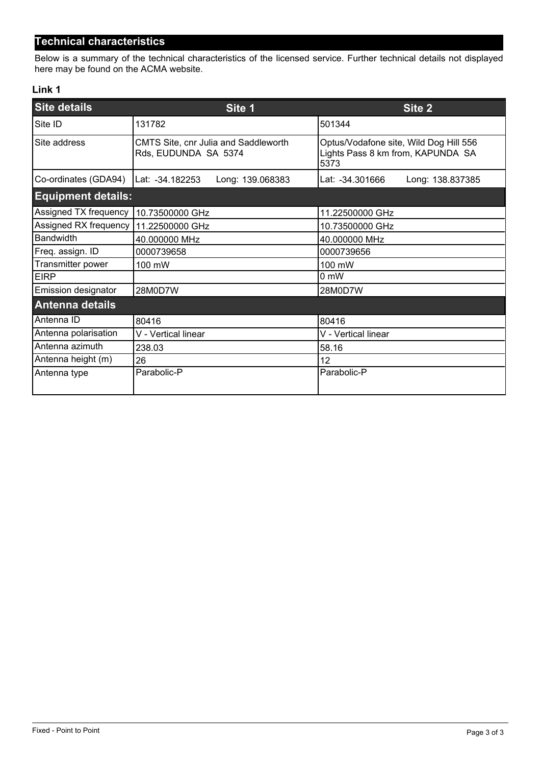## Technical characteristics

Below is a summary of the technical characteristics of the licensed service. Further technical details not displayed here may be found on the ACMA website.

### Link 1

| Site details | Site 1 | Site 2 |
|---|---|---|
| Site ID | 131782 | 501344 |
| Site address | CMTS Site, cnr Julia and Saddleworth Rds, EUDUNDA SA 5374 | Optus/Vodafone site, Wild Dog Hill 556 Lights Pass 8 km from, KAPUNDA SA 5373 |
| Co-ordinates (GDA94) | Lat: -34.182253 Long: 139.068383 | Lat: -34.301666 Long: 138.837385 |
| **Equipment details:** | | |
| Assigned TX frequency | 10.73500000 GHz | 11.22500000 GHz |
| Assigned RX frequency | 11.22500000 GHz | 10.73500000 GHz |
| Bandwidth | 40.000000 MHz | 40.000000 MHz |
| Freq. assign. ID | 0000739658 | 0000739656 |
| Transmitter power | 100 mW | 100 mW |
| EIRP | | 0 mW |
| Emission designator | 28M0D7W | 28M0D7W |
| **Antenna details** | | |
| Antenna ID | 80416 | 80416 |
| Antenna polarisation | V - Vertical linear | V - Vertical linear |
| Antenna azimuth | 238.03 | 58.16 |
| Antenna height (m) | 26 | 12 |
| Antenna type | Parabolic-P | Parabolic-P |

Fixed - Point to Point